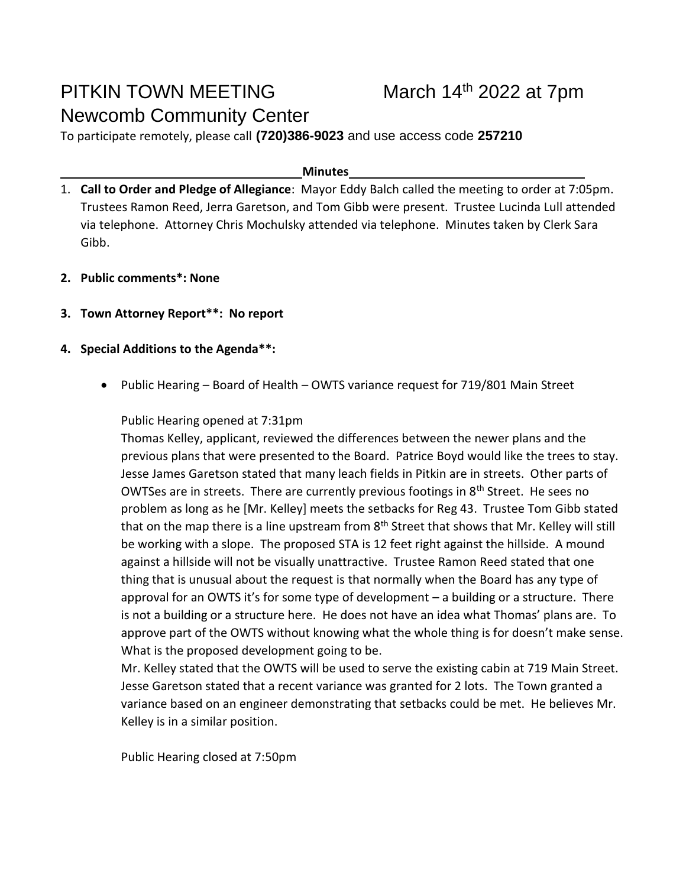# PITKIN TOWN MEETING March 14th 2022 at 7pm

# Newcomb Community Center

To participate remotely, please call **(720)386-9023** and use access code **257210**

**Minutes**

1. **Call to Order and Pledge of Allegiance**: Mayor Eddy Balch called the meeting to order at 7:05pm. Trustees Ramon Reed, Jerra Garetson, and Tom Gibb were present. Trustee Lucinda Lull attended via telephone. Attorney Chris Mochulsky attended via telephone. Minutes taken by Clerk Sara Gibb.

2. **Public comments*: None**

3. **Town Attorney Report**: No report**

4. **Special Additions to the Agenda**:**

   - Public Hearing – Board of Health – OWTS variance request for 719/801 Main Street

     Public Hearing opened at 7:31pm

     Thomas Kelley, applicant, reviewed the differences between the newer plans and the previous plans that were presented to the Board. Patrice Boyd would like the trees to stay. Jesse James Garetson stated that many leach fields in Pitkin are in streets. Other parts of OWTSes are in streets. There are currently previous footings in 8th Street. He sees no problem as long as he [Mr. Kelley] meets the setbacks for Reg 43. Trustee Tom Gibb stated that on the map there is a line upstream from 8th Street that shows that Mr. Kelley will still be working with a slope. The proposed STA is 12 feet right against the hillside. A mound against a hillside will not be visually unattractive. Trustee Ramon Reed stated that one thing that is unusual about the request is that normally when the Board has any type of approval for an OWTS it's for some type of development – a building or a structure. There is not a building or a structure here. He does not have an idea what Thomas' plans are. To approve part of the OWTS without knowing what the whole thing is for doesn't make sense. What is the proposed development going to be.

     Mr. Kelley stated that the OWTS will be used to serve the existing cabin at 719 Main Street. Jesse Garetson stated that a recent variance was granted for 2 lots. The Town granted a variance based on an engineer demonstrating that setbacks could be met. He believes Mr. Kelley is in a similar position.

     Public Hearing closed at 7:50pm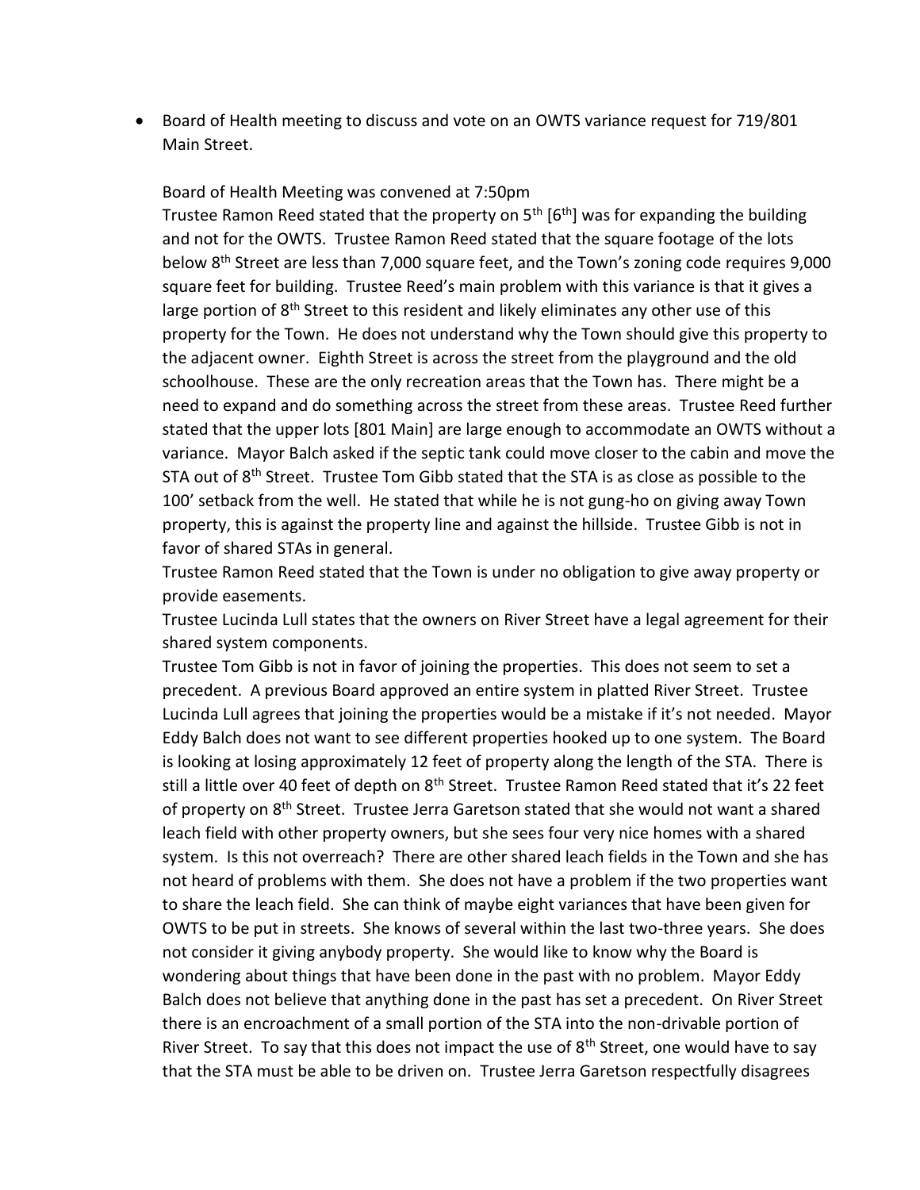- Board of Health meeting to discuss and vote on an OWTS variance request for 719/801 Main Street.

  Board of Health Meeting was convened at 7:50pm

  Trustee Ramon Reed stated that the property on 5th [6th] was for expanding the building and not for the OWTS. Trustee Ramon Reed stated that the square footage of the lots below 8th Street are less than 7,000 square feet, and the Town's zoning code requires 9,000 square feet for building. Trustee Reed's main problem with this variance is that it gives a large portion of 8th Street to this resident and likely eliminates any other use of this property for the Town. He does not understand why the Town should give this property to the adjacent owner. Eighth Street is across the street from the playground and the old schoolhouse. These are the only recreation areas that the Town has. There might be a need to expand and do something across the street from these areas. Trustee Reed further stated that the upper lots [801 Main] are large enough to accommodate an OWTS without a variance. Mayor Balch asked if the septic tank could move closer to the cabin and move the STA out of 8th Street. Trustee Tom Gibb stated that the STA is as close as possible to the 100' setback from the well. He stated that while he is not gung-ho on giving away Town property, this is against the property line and against the hillside. Trustee Gibb is not in favor of shared STAs in general.

  Trustee Ramon Reed stated that the Town is under no obligation to give away property or provide easements.

  Trustee Lucinda Lull states that the owners on River Street have a legal agreement for their shared system components.

  Trustee Tom Gibb is not in favor of joining the properties. This does not seem to set a precedent. A previous Board approved an entire system in platted River Street. Trustee Lucinda Lull agrees that joining the properties would be a mistake if it's not needed. Mayor Eddy Balch does not want to see different properties hooked up to one system. The Board is looking at losing approximately 12 feet of property along the length of the STA. There is still a little over 40 feet of depth on 8th Street. Trustee Ramon Reed stated that it's 22 feet of property on 8th Street. Trustee Jerra Garetson stated that she would not want a shared leach field with other property owners, but she sees four very nice homes with a shared system. Is this not overreach? There are other shared leach fields in the Town and she has not heard of problems with them. She does not have a problem if the two properties want to share the leach field. She can think of maybe eight variances that have been given for OWTS to be put in streets. She knows of several within the last two-three years. She does not consider it giving anybody property. She would like to know why the Board is wondering about things that have been done in the past with no problem. Mayor Eddy Balch does not believe that anything done in the past has set a precedent. On River Street there is an encroachment of a small portion of the STA into the non-drivable portion of River Street. To say that this does not impact the use of 8th Street, one would have to say that the STA must be able to be driven on. Trustee Jerra Garetson respectfully disagrees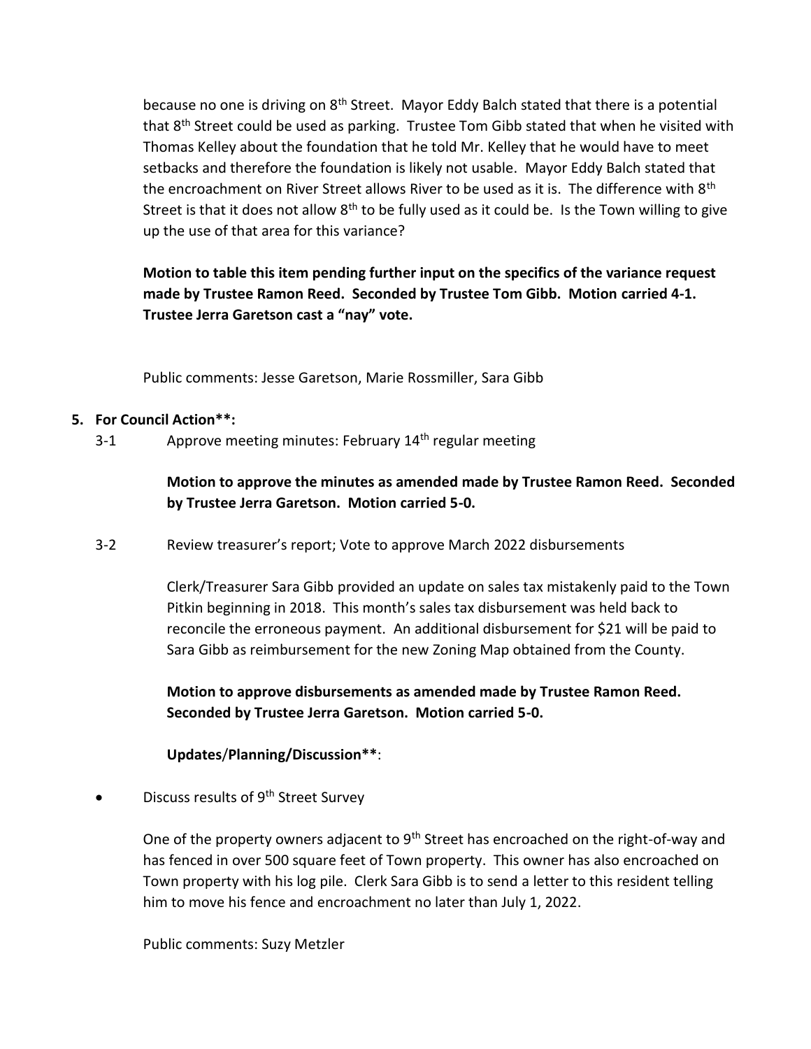because no one is driving on 8th Street. Mayor Eddy Balch stated that there is a potential that 8th Street could be used as parking. Trustee Tom Gibb stated that when he visited with Thomas Kelley about the foundation that he told Mr. Kelley that he would have to meet setbacks and therefore the foundation is likely not usable. Mayor Eddy Balch stated that the encroachment on River Street allows River to be used as it is. The difference with 8th Street is that it does not allow 8th to be fully used as it could be. Is the Town willing to give up the use of that area for this variance?

**Motion to table this item pending further input on the specifics of the variance request made by Trustee Ramon Reed. Seconded by Trustee Tom Gibb. Motion carried 4-1. Trustee Jerra Garetson cast a "nay" vote.**

Public comments: Jesse Garetson, Marie Rossmiller, Sara Gibb

**5. For Council Action**:**

3-1 Approve meeting minutes: February 14th regular meeting

**Motion to approve the minutes as amended made by Trustee Ramon Reed. Seconded by Trustee Jerra Garetson. Motion carried 5-0.**

3-2 Review treasurer's report; Vote to approve March 2022 disbursements

Clerk/Treasurer Sara Gibb provided an update on sales tax mistakenly paid to the Town Pitkin beginning in 2018. This month's sales tax disbursement was held back to reconcile the erroneous payment. An additional disbursement for $21 will be paid to Sara Gibb as reimbursement for the new Zoning Map obtained from the County.

**Motion to approve disbursements as amended made by Trustee Ramon Reed. Seconded by Trustee Jerra Garetson. Motion carried 5-0.**

**Updates/Planning/Discussion****:

- Discuss results of 9th Street Survey

One of the property owners adjacent to 9th Street has encroached on the right-of-way and has fenced in over 500 square feet of Town property. This owner has also encroached on Town property with his log pile. Clerk Sara Gibb is to send a letter to this resident telling him to move his fence and encroachment no later than July 1, 2022.

Public comments: Suzy Metzler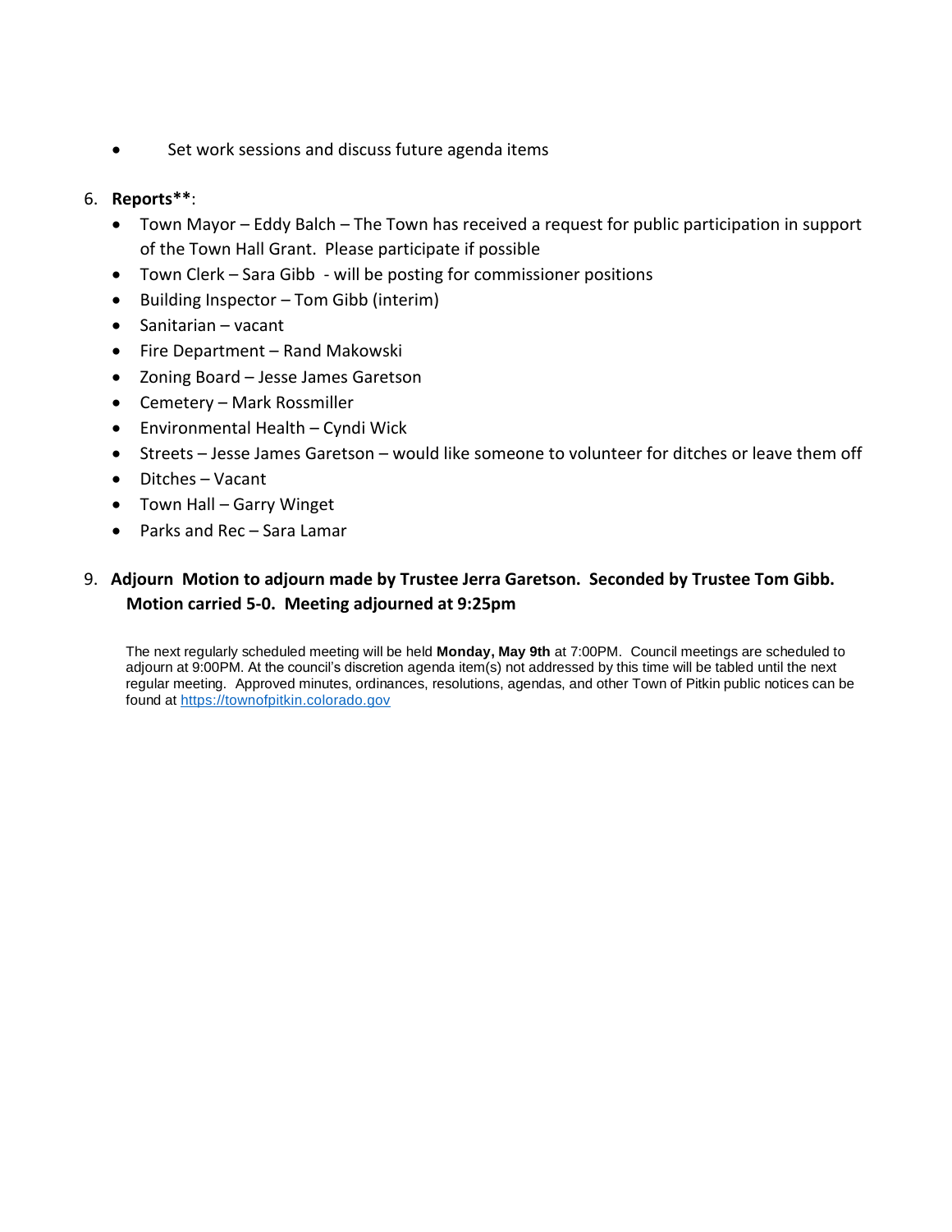- Set work sessions and discuss future agenda items

6. **Reports****:
   - Town Mayor – Eddy Balch – The Town has received a request for public participation in support of the Town Hall Grant. Please participate if possible
   - Town Clerk – Sara Gibb - will be posting for commissioner positions
   - Building Inspector – Tom Gibb (interim)
   - Sanitarian – vacant
   - Fire Department – Rand Makowski
   - Zoning Board – Jesse James Garetson
   - Cemetery – Mark Rossmiller
   - Environmental Health – Cyndi Wick
   - Streets – Jesse James Garetson – would like someone to volunteer for ditches or leave them off
   - Ditches – Vacant
   - Town Hall – Garry Winget
   - Parks and Rec – Sara Lamar

9. **Adjourn Motion to adjourn made by Trustee Jerra Garetson. Seconded by Trustee Tom Gibb. Motion carried 5-0. Meeting adjourned at 9:25pm**

The next regularly scheduled meeting will be held **Monday, May 9th** at 7:00PM. Council meetings are scheduled to adjourn at 9:00PM. At the council's discretion agenda item(s) not addressed by this time will be tabled until the next regular meeting. Approved minutes, ordinances, resolutions, agendas, and other Town of Pitkin public notices can be found at [https://townofpitkin.colorado.gov](https://townofpitkin.colorado.gov)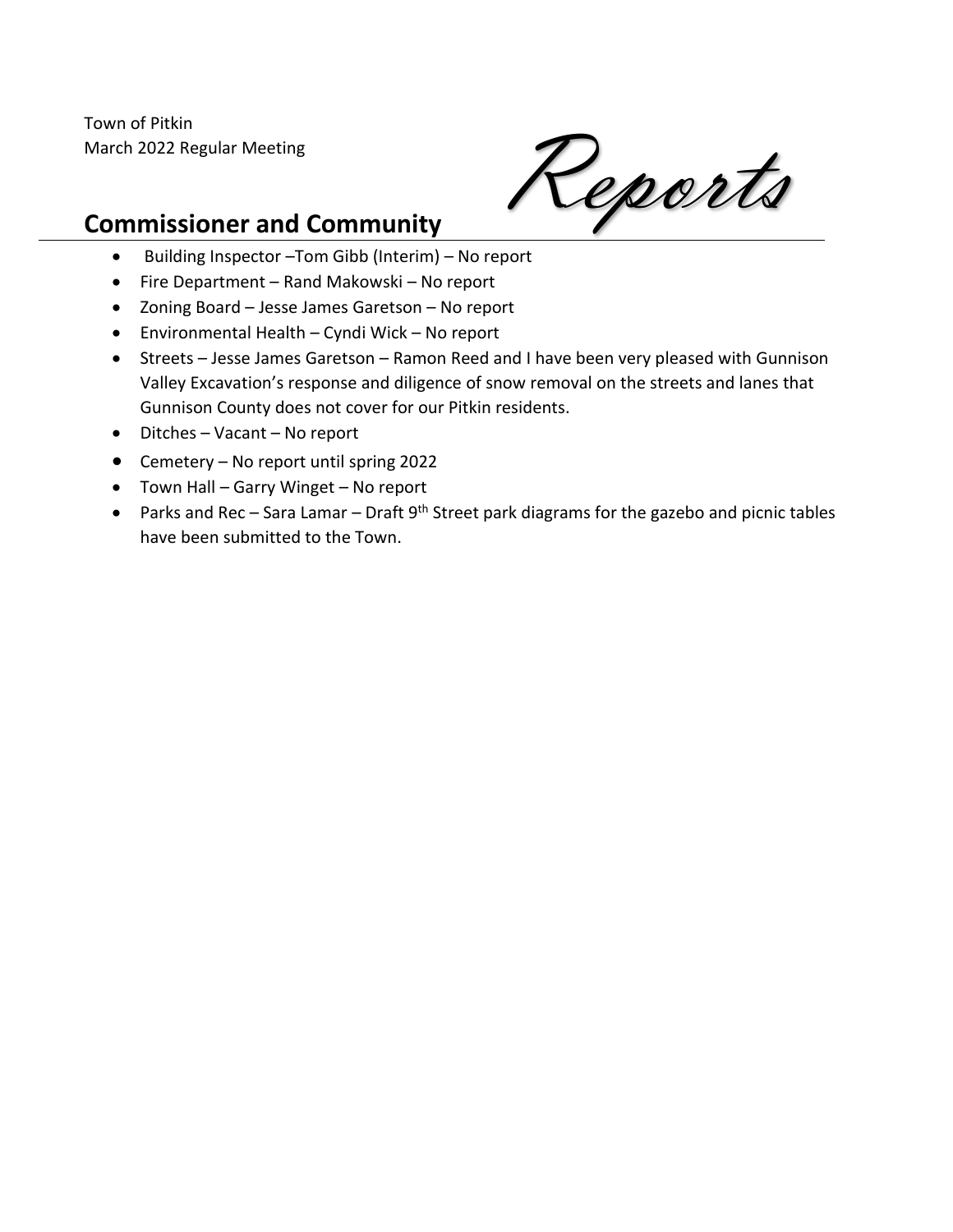Town of Pitkin
March 2022 Regular Meeting

*Reports*

## Commissioner and Community

- Building Inspector –Tom Gibb (Interim) – No report
- Fire Department – Rand Makowski – No report
- Zoning Board – Jesse James Garetson – No report
- Environmental Health – Cyndi Wick – No report
- Streets – Jesse James Garetson – Ramon Reed and I have been very pleased with Gunnison Valley Excavation's response and diligence of snow removal on the streets and lanes that Gunnison County does not cover for our Pitkin residents.
- Ditches – Vacant – No report
- Cemetery – No report until spring 2022
- Town Hall – Garry Winget – No report
- Parks and Rec – Sara Lamar – Draft 9th Street park diagrams for the gazebo and picnic tables have been submitted to the Town.